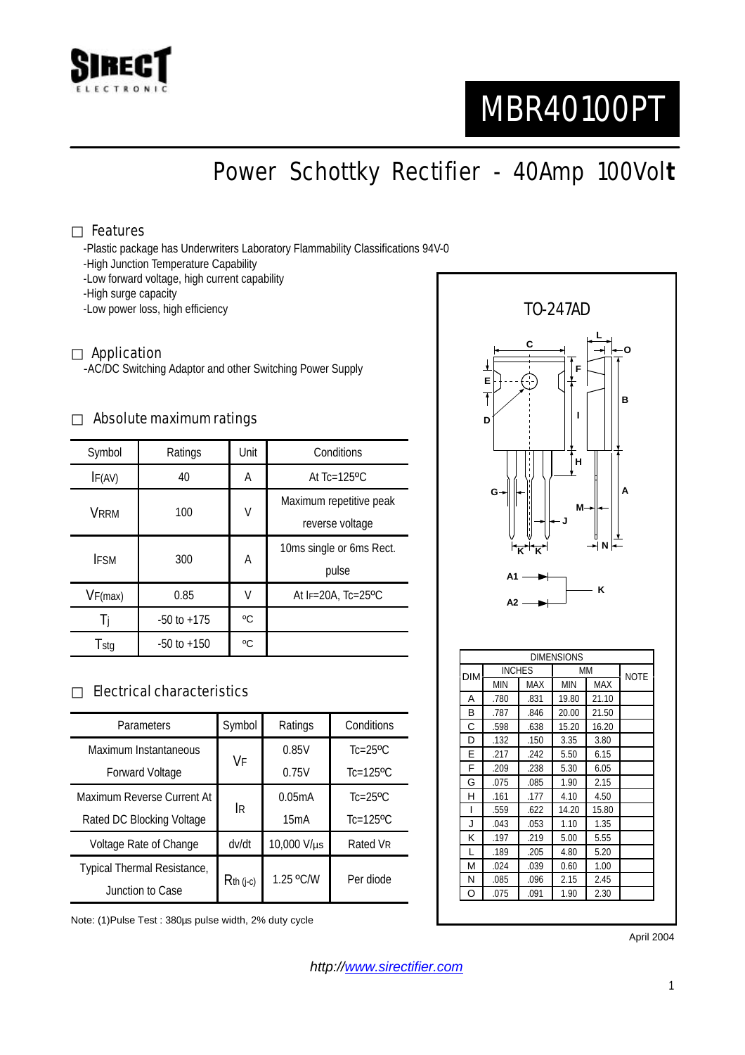SIRECT ELECTRONIC

# MBR40100PT

## Power Schottky Rectifier - 40Amp 100Volt

### □ Features

-Plastic package has Underwriters Laboratory Flammability Classifications 94V-0
-High Junction Temperature Capability
-Low forward voltage, high current capability
-High surge capacity
-Low power loss, high efficiency

### □ Application

-AC/DC Switching Adaptor and other Switching Power Supply

### □ Absolute maximum ratings

| Symbol | Ratings | Unit | Conditions |
|---|---|---|---|
| $I_{F(AV)}$ | 40 | A | At Tc=125ºC |
| $V_{RRM}$ | 100 | V | Maximum repetitive peak reverse voltage |
| $I_{FSM}$ | 300 | A | 10ms single or 6ms Rect. pulse |
| $V_{F(max)}$ | 0.85 | V | At $I_F$=20A, Tc=25ºC |
| $T_j$ | -50 to +175 | ºC | |
| $T_{stg}$ | -50 to +150 | ºC | |

### □ Electrical characteristics

| Parameters | Symbol | Ratings | Conditions |
|---|---|---|---|
| Maximum Instantaneous Forward Voltage | $V_F$ | 0.85V | Tc=25ºC |
| | | 0.75V | Tc=125ºC |
| Maximum Reverse Current At Rated DC Blocking Voltage | $I_R$ | 0.05mA | Tc=25ºC |
| | | 15mA | Tc=125ºC |
| Voltage Rate of Change | dv/dt | 10,000 V/µs | Rated $V_R$ |
| Typical Thermal Resistance, Junction to Case | $R_{th\ (j\text{-}c)}$ | 1.25 ºC/W | Per diode |

Note: (1)Pulse Test : 380µs pulse width, 2% duty cycle

TO-247AD

A1, A2 → K

| DIM | INCHES | | MM | | NOTE |
|---|---|---|---|---|---|
| | MIN | MAX | MIN | MAX | |
| A | .780 | .831 | 19.80 | 21.10 | |
| B | .787 | .846 | 20.00 | 21.50 | |
| C | .598 | .638 | 15.20 | 16.20 | |
| D | .132 | .150 | 3.35 | 3.80 | |
| E | .217 | .242 | 5.50 | 6.15 | |
| F | .209 | .238 | 5.30 | 6.05 | |
| G | .075 | .085 | 1.90 | 2.15 | |
| H | .161 | .177 | 4.10 | 4.50 | |
| I | .559 | .622 | 14.20 | 15.80 | |
| J | .043 | .053 | 1.10 | 1.35 | |
| K | .197 | .219 | 5.00 | 5.55 | |
| L | .189 | .205 | 4.80 | 5.20 | |
| M | .024 | .039 | 0.60 | 1.00 | |
| N | .085 | .096 | 2.15 | 2.45 | |
| O | .075 | .091 | 1.90 | 2.30 | |

April 2004

*http://www.sirectifier.com*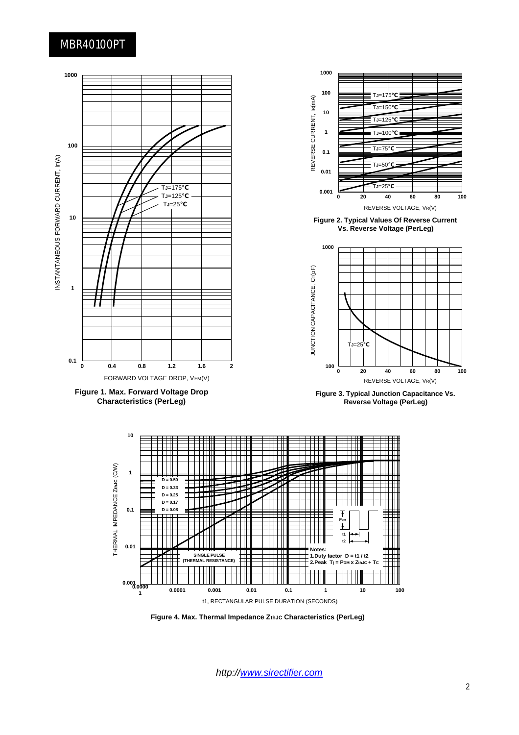Figure 1. Max. Forward Voltage Drop Characteristics (PerLeg)

Figure 2. Typical Values Of Reverse Current Vs. Reverse Voltage (PerLeg)

Figure 3. Typical Junction Capacitance Vs. Reverse Voltage (PerLeg)

Figure 4. Max. Thermal Impedance $Z_{thJC}$ Characteristics (PerLeg)

http://www.sirectifier.com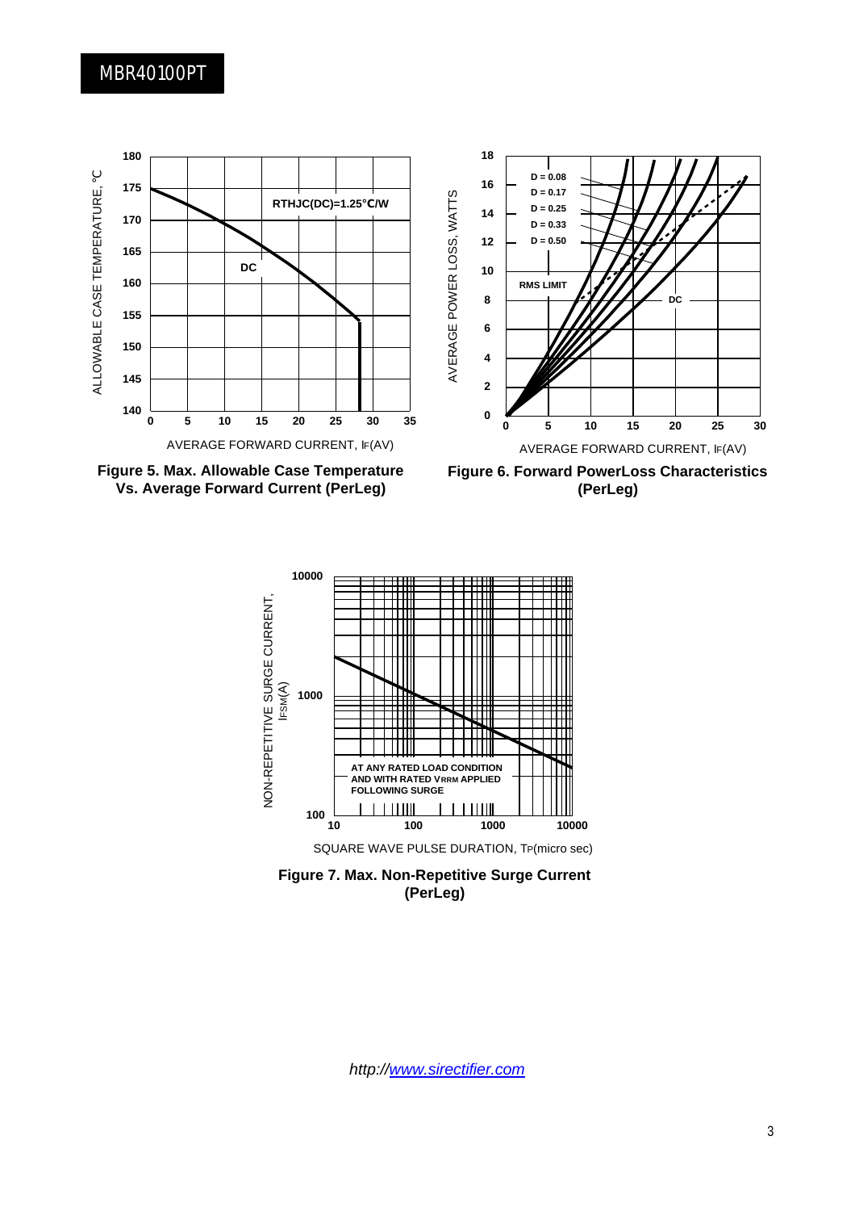180
175
170
165
160
155
150
145
140

0 5 10 15 20 25 30 35

ALLOWABLE CASE TEMPERATURE, °C

RTHJC(DC)=1.25°C/W

DC

AVERAGE FORWARD CURRENT, IF(AV)

**Figure 5. Max. Allowable Case Temperature Vs. Average Forward Current (PerLeg)**

18
16
14
12
10
8
6
4
2
0

0 5 10 15 20 25 30

AVERAGE POWER LOSS, WATTS

D = 0.08
D = 0.17
D = 0.25
D = 0.33
D = 0.50

RMS LIMIT

DC

AVERAGE FORWARD CURRENT, IF(AV)

**Figure 6. Forward PowerLoss Characteristics (PerLeg)**

10000
1000
100

10 100 1000 10000

NON-REPETITIVE SURGE CURRENT, IFSM(A)

AT ANY RATED LOAD CONDITION
AND WITH RATED VRRM APPLIED
FOLLOWING SURGE

SQUARE WAVE PULSE DURATION, TP(micro sec)

**Figure 7. Max. Non-Repetitive Surge Current (PerLeg)**

*http://www.sirectifier.com*